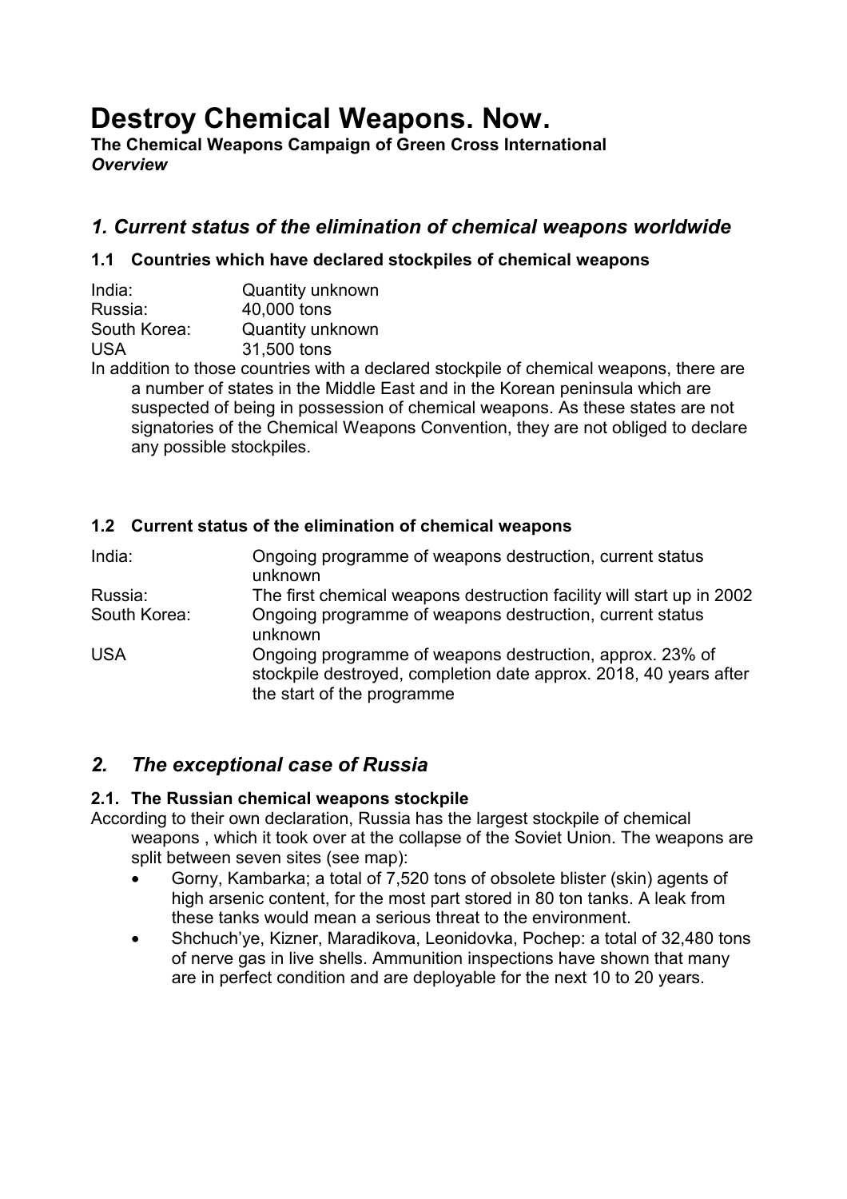# Destroy Chemical Weapons. Now.

**The Chemical Weapons Campaign of Green Cross International**
***Overview***

## *1. Current status of the elimination of chemical weapons worldwide*

### 1.1 Countries which have declared stockpiles of chemical weapons

| | |
|---|---|
| India: | Quantity unknown |
| Russia: | 40,000 tons |
| South Korea: | Quantity unknown |
| USA | 31,500 tons |

In addition to those countries with a declared stockpile of chemical weapons, there are a number of states in the Middle East and in the Korean peninsula which are suspected of being in possession of chemical weapons. As these states are not signatories of the Chemical Weapons Convention, they are not obliged to declare any possible stockpiles.

### 1.2 Current status of the elimination of chemical weapons

| | |
|---|---|
| India: | Ongoing programme of weapons destruction, current status unknown |
| Russia: | The first chemical weapons destruction facility will start up in 2002 |
| South Korea: | Ongoing programme of weapons destruction, current status unknown |
| USA | Ongoing programme of weapons destruction, approx. 23% of stockpile destroyed, completion date approx. 2018, 40 years after the start of the programme |

## *2. The exceptional case of Russia*

### 2.1. The Russian chemical weapons stockpile

According to their own declaration, Russia has the largest stockpile of chemical weapons , which it took over at the collapse of the Soviet Union. The weapons are split between seven sites (see map):

- Gorny, Kambarka; a total of 7,520 tons of obsolete blister (skin) agents of high arsenic content, for the most part stored in 80 ton tanks. A leak from these tanks would mean a serious threat to the environment.
- Shchuch'ye, Kizner, Maradikova, Leonidovka, Pochep: a total of 32,480 tons of nerve gas in live shells. Ammunition inspections have shown that many are in perfect condition and are deployable for the next 10 to 20 years.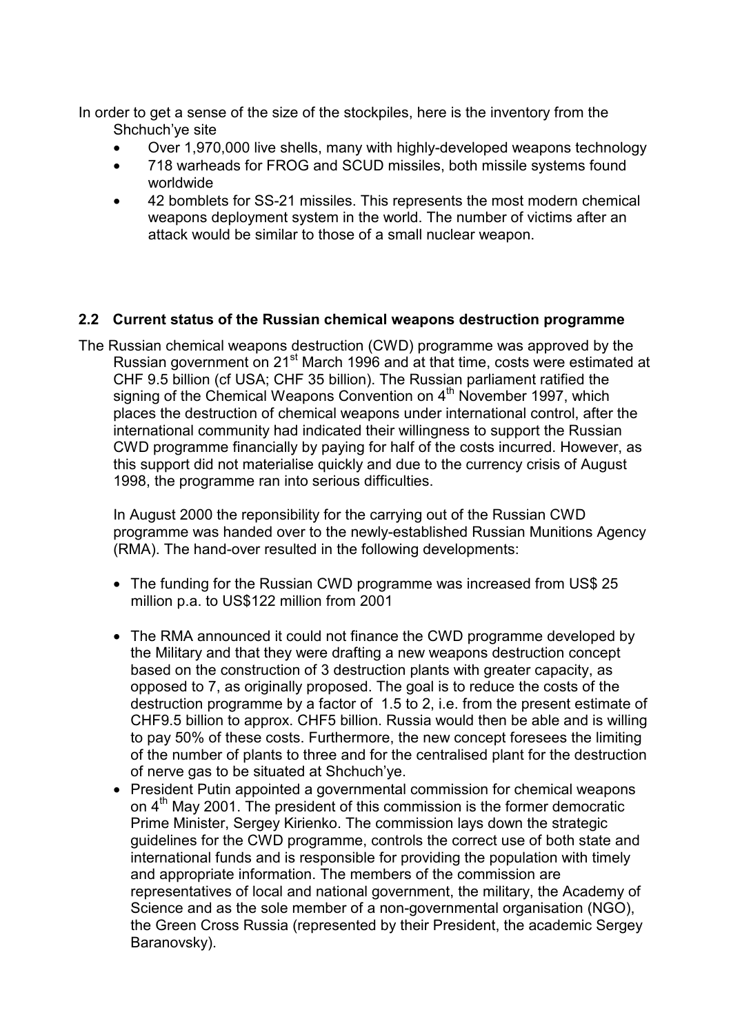In order to get a sense of the size of the stockpiles, here is the inventory from the Shchuch'ye site

- Over 1,970,000 live shells, many with highly-developed weapons technology
- 718 warheads for FROG and SCUD missiles, both missile systems found worldwide
- 42 bomblets for SS-21 missiles. This represents the most modern chemical weapons deployment system in the world. The number of victims after an attack would be similar to those of a small nuclear weapon.

### 2.2 Current status of the Russian chemical weapons destruction programme

The Russian chemical weapons destruction (CWD) programme was approved by the Russian government on 21st March 1996 and at that time, costs were estimated at CHF 9.5 billion (cf USA; CHF 35 billion). The Russian parliament ratified the signing of the Chemical Weapons Convention on 4th November 1997, which places the destruction of chemical weapons under international control, after the international community had indicated their willingness to support the Russian CWD programme financially by paying for half of the costs incurred. However, as this support did not materialise quickly and due to the currency crisis of August 1998, the programme ran into serious difficulties.

In August 2000 the reponsibility for the carrying out of the Russian CWD programme was handed over to the newly-established Russian Munitions Agency (RMA). The hand-over resulted in the following developments:

- The funding for the Russian CWD programme was increased from US$ 25 million p.a. to US$122 million from 2001
- The RMA announced it could not finance the CWD programme developed by the Military and that they were drafting a new weapons destruction concept based on the construction of 3 destruction plants with greater capacity, as opposed to 7, as originally proposed. The goal is to reduce the costs of the destruction programme by a factor of 1.5 to 2, i.e. from the present estimate of CHF9.5 billion to approx. CHF5 billion. Russia would then be able and is willing to pay 50% of these costs. Furthermore, the new concept foresees the limiting of the number of plants to three and for the centralised plant for the destruction of nerve gas to be situated at Shchuch'ye.
- President Putin appointed a governmental commission for chemical weapons on 4th May 2001. The president of this commission is the former democratic Prime Minister, Sergey Kirienko. The commission lays down the strategic guidelines for the CWD programme, controls the correct use of both state and international funds and is responsible for providing the population with timely and appropriate information. The members of the commission are representatives of local and national government, the military, the Academy of Science and as the sole member of a non-governmental organisation (NGO), the Green Cross Russia (represented by their President, the academic Sergey Baranovsky).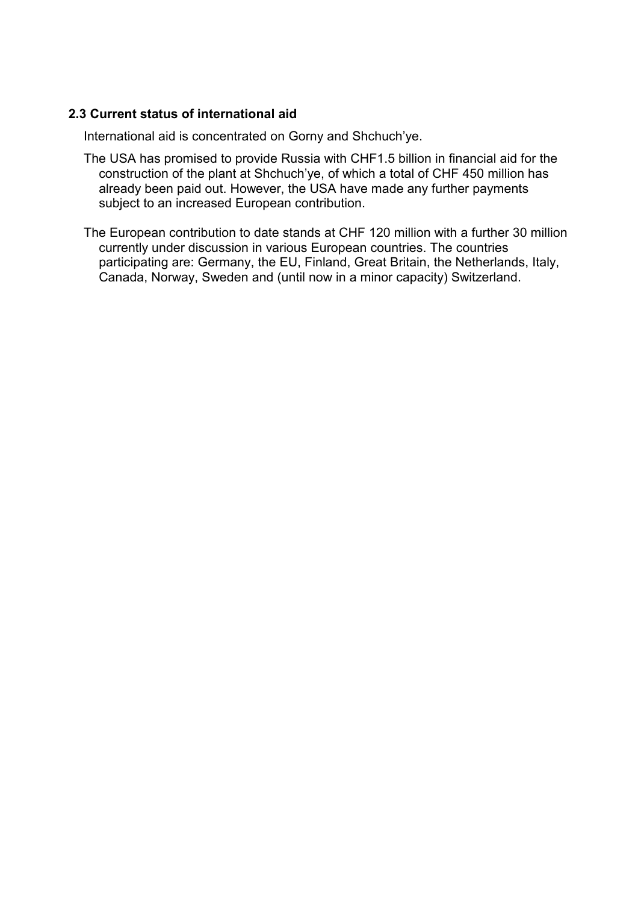### 2.3 Current status of international aid

International aid is concentrated on Gorny and Shchuch'ye.

The USA has promised to provide Russia with CHF1.5 billion in financial aid for the construction of the plant at Shchuch'ye, of which a total of CHF 450 million has already been paid out. However, the USA have made any further payments subject to an increased European contribution.

The European contribution to date stands at CHF 120 million with a further 30 million currently under discussion in various European countries. The countries participating are: Germany, the EU, Finland, Great Britain, the Netherlands, Italy, Canada, Norway, Sweden and (until now in a minor capacity) Switzerland.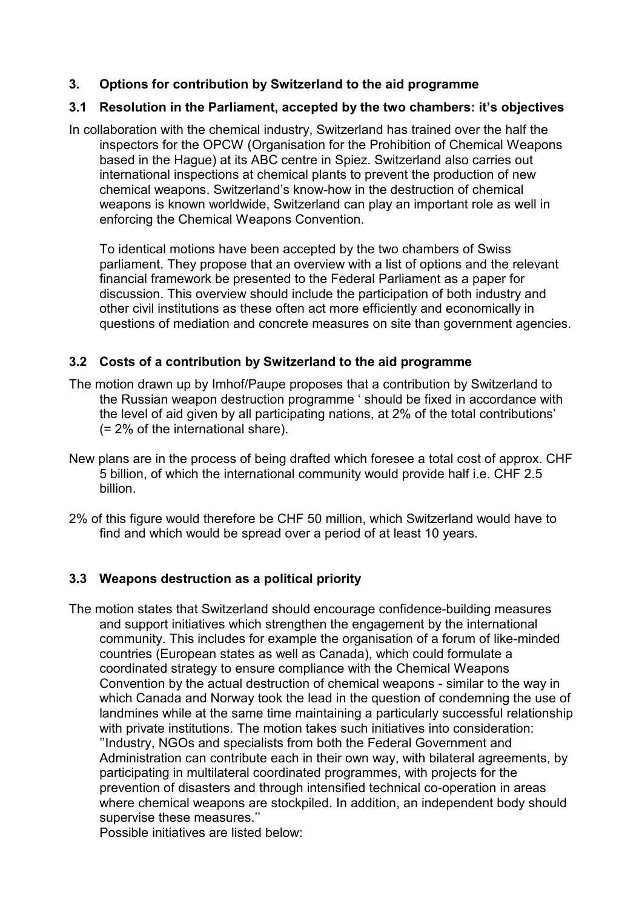## 3. Options for contribution by Switzerland to the aid programme

### 3.1 Resolution in the Parliament, accepted by the two chambers: it's objectives

In collaboration with the chemical industry, Switzerland has trained over the half the inspectors for the OPCW (Organisation for the Prohibition of Chemical Weapons based in the Hague) at its ABC centre in Spiez. Switzerland also carries out international inspections at chemical plants to prevent the production of new chemical weapons. Switzerland's know-how in the destruction of chemical weapons is known worldwide, Switzerland can play an important role as well in enforcing the Chemical Weapons Convention.

To identical motions have been accepted by the two chambers of Swiss parliament. They propose that an overview with a list of options and the relevant financial framework be presented to the Federal Parliament as a paper for discussion. This overview should include the participation of both industry and other civil institutions as these often act more efficiently and economically in questions of mediation and concrete measures on site than government agencies.

### 3.2 Costs of a contribution by Switzerland to the aid programme

The motion drawn up by Imhof/Paupe proposes that a contribution by Switzerland to the Russian weapon destruction programme ' should be fixed in accordance with the level of aid given by all participating nations, at 2% of the total contributions' (= 2% of the international share).

New plans are in the process of being drafted which foresee a total cost of approx. CHF 5 billion, of which the international community would provide half i.e. CHF 2.5 billion.

2% of this figure would therefore be CHF 50 million, which Switzerland would have to find and which would be spread over a period of at least 10 years.

### 3.3 Weapons destruction as a political priority

The motion states that Switzerland should encourage confidence-building measures and support initiatives which strengthen the engagement by the international community. This includes for example the organisation of a forum of like-minded countries (European states as well as Canada), which could formulate a coordinated strategy to ensure compliance with the Chemical Weapons Convention by the actual destruction of chemical weapons - similar to the way in which Canada and Norway took the lead in the question of condemning the use of landmines while at the same time maintaining a particularly successful relationship with private institutions. The motion takes such initiatives into consideration: ''Industry, NGOs and specialists from both the Federal Government and Administration can contribute each in their own way, with bilateral agreements, by participating in multilateral coordinated programmes, with projects for the prevention of disasters and through intensified technical co-operation in areas where chemical weapons are stockpiled. In addition, an independent body should supervise these measures.''

Possible initiatives are listed below: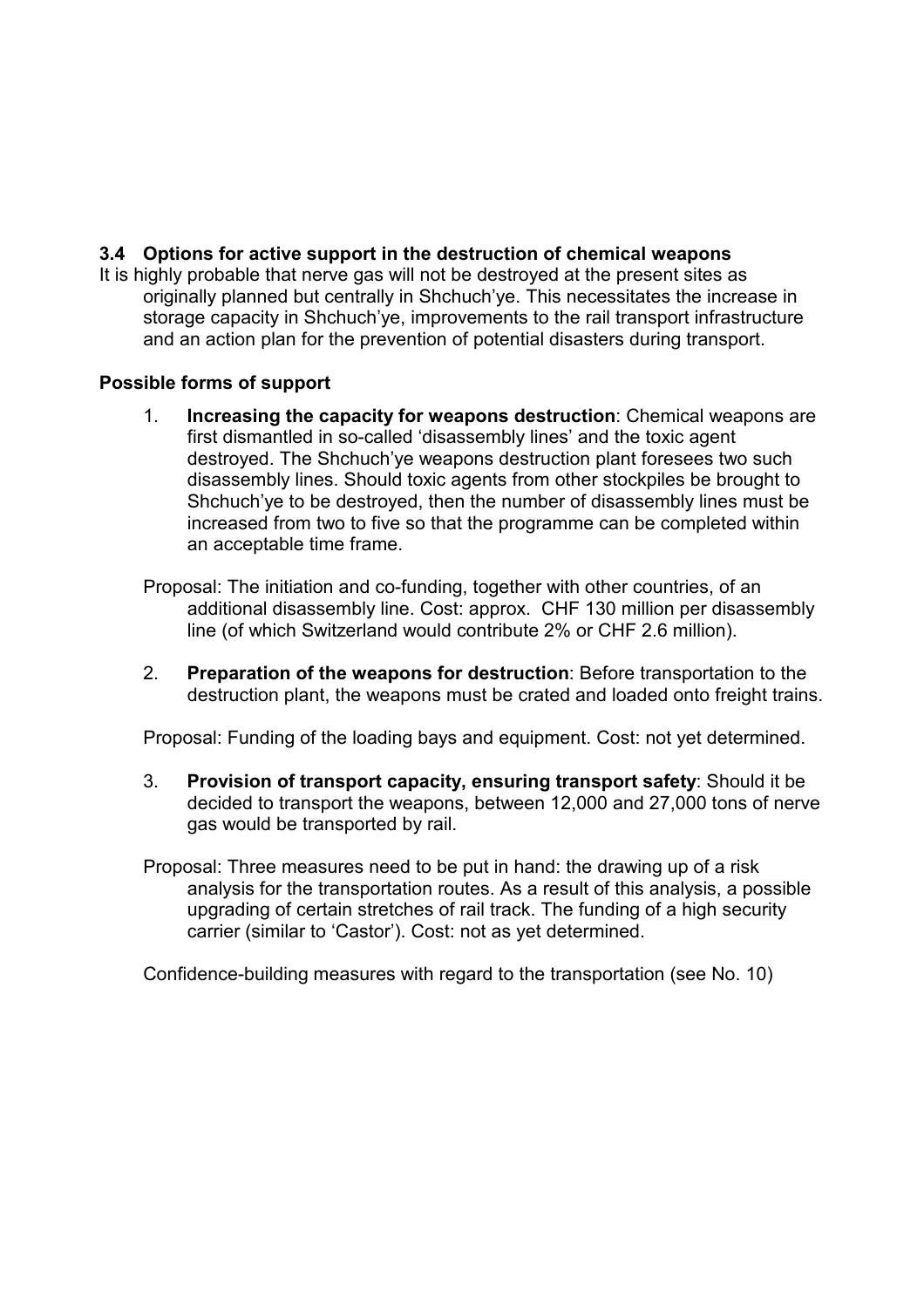### 3.4 Options for active support in the destruction of chemical weapons

It is highly probable that nerve gas will not be destroyed at the present sites as originally planned but centrally in Shchuch'ye. This necessitates the increase in storage capacity in Shchuch'ye, improvements to the rail transport infrastructure and an action plan for the prevention of potential disasters during transport.

**Possible forms of support**

1. **Increasing the capacity for weapons destruction**: Chemical weapons are first dismantled in so-called 'disassembly lines' and the toxic agent destroyed. The Shchuch'ye weapons destruction plant foresees two such disassembly lines. Should toxic agents from other stockpiles be brought to Shchuch'ye to be destroyed, then the number of disassembly lines must be increased from two to five so that the programme can be completed within an acceptable time frame.

Proposal: The initiation and co-funding, together with other countries, of an additional disassembly line. Cost: approx. CHF 130 million per disassembly line (of which Switzerland would contribute 2% or CHF 2.6 million).

2. **Preparation of the weapons for destruction**: Before transportation to the destruction plant, the weapons must be crated and loaded onto freight trains.

Proposal: Funding of the loading bays and equipment. Cost: not yet determined.

3. **Provision of transport capacity, ensuring transport safety**: Should it be decided to transport the weapons, between 12,000 and 27,000 tons of nerve gas would be transported by rail.

Proposal: Three measures need to be put in hand: the drawing up of a risk analysis for the transportation routes. As a result of this analysis, a possible upgrading of certain stretches of rail track. The funding of a high security carrier (similar to 'Castor'). Cost: not as yet determined.

Confidence-building measures with regard to the transportation (see No. 10)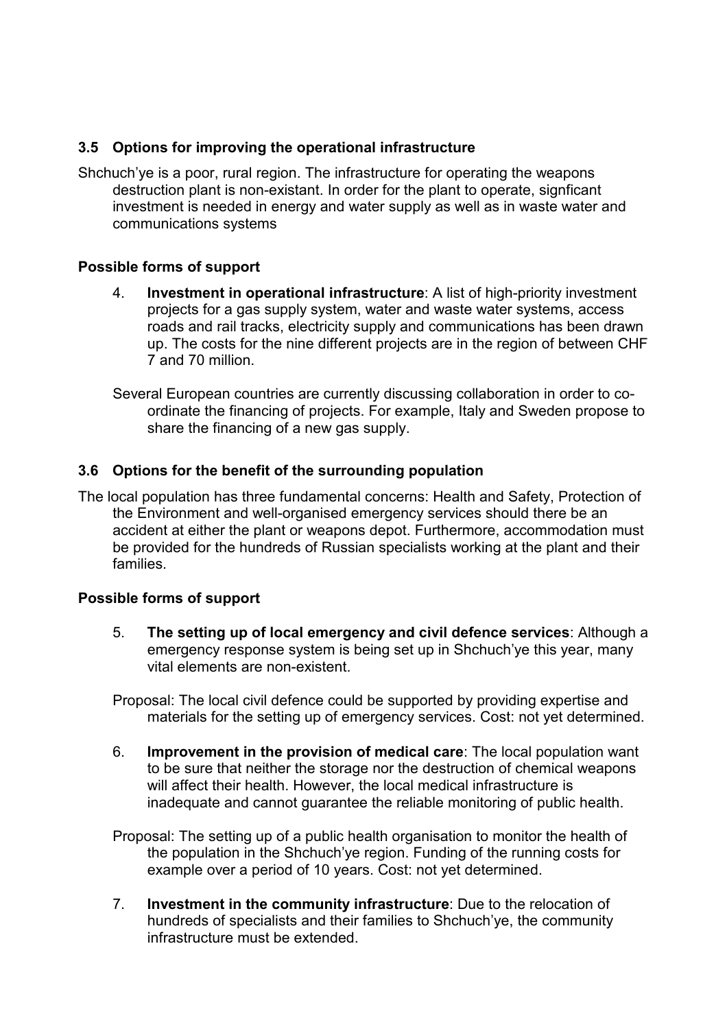### 3.5 Options for improving the operational infrastructure

Shchuch'ye is a poor, rural region. The infrastructure for operating the weapons destruction plant is non-existant. In order for the plant to operate, signficant investment is needed in energy and water supply as well as in waste water and communications systems

#### Possible forms of support

4. **Investment in operational infrastructure**: A list of high-priority investment projects for a gas supply system, water and waste water systems, access roads and rail tracks, electricity supply and communications has been drawn up. The costs for the nine different projects are in the region of between CHF 7 and 70 million.

   Several European countries are currently discussing collaboration in order to co-ordinate the financing of projects. For example, Italy and Sweden propose to share the financing of a new gas supply.

### 3.6 Options for the benefit of the surrounding population

The local population has three fundamental concerns: Health and Safety, Protection of the Environment and well-organised emergency services should there be an accident at either the plant or weapons depot. Furthermore, accommodation must be provided for the hundreds of Russian specialists working at the plant and their families.

#### Possible forms of support

5. **The setting up of local emergency and civil defence services**: Although a emergency response system is being set up in Shchuch'ye this year, many vital elements are non-existent.

   Proposal: The local civil defence could be supported by providing expertise and materials for the setting up of emergency services. Cost: not yet determined.

6. **Improvement in the provision of medical care**: The local population want to be sure that neither the storage nor the destruction of chemical weapons will affect their health. However, the local medical infrastructure is inadequate and cannot guarantee the reliable monitoring of public health.

   Proposal: The setting up of a public health organisation to monitor the health of the population in the Shchuch'ye region. Funding of the running costs for example over a period of 10 years. Cost: not yet determined.

7. **Investment in the community infrastructure**: Due to the relocation of hundreds of specialists and their families to Shchuch'ye, the community infrastructure must be extended.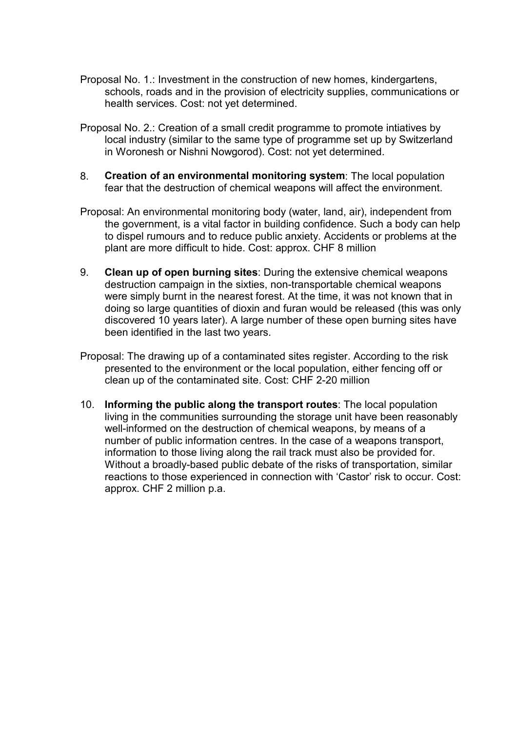Proposal No. 1.: Investment in the construction of new homes, kindergartens, schools, roads and in the provision of electricity supplies, communications or health services. Cost: not yet determined.

Proposal No. 2.: Creation of a small credit programme to promote intiatives by local industry (similar to the same type of programme set up by Switzerland in Woronesh or Nishni Nowgorod). Cost: not yet determined.

8. **Creation of an environmental monitoring system**: The local population fear that the destruction of chemical weapons will affect the environment.

Proposal: An environmental monitoring body (water, land, air), independent from the government, is a vital factor in building confidence. Such a body can help to dispel rumours and to reduce public anxiety. Accidents or problems at the plant are more difficult to hide. Cost: approx. CHF 8 million

9. **Clean up of open burning sites**: During the extensive chemical weapons destruction campaign in the sixties, non-transportable chemical weapons were simply burnt in the nearest forest. At the time, it was not known that in doing so large quantities of dioxin and furan would be released (this was only discovered 10 years later). A large number of these open burning sites have been identified in the last two years.

Proposal: The drawing up of a contaminated sites register. According to the risk presented to the environment or the local population, either fencing off or clean up of the contaminated site. Cost: CHF 2-20 million

10. **Informing the public along the transport routes**: The local population living in the communities surrounding the storage unit have been reasonably well-informed on the destruction of chemical weapons, by means of a number of public information centres. In the case of a weapons transport, information to those living along the rail track must also be provided for. Without a broadly-based public debate of the risks of transportation, similar reactions to those experienced in connection with 'Castor' risk to occur. Cost: approx. CHF 2 million p.a.